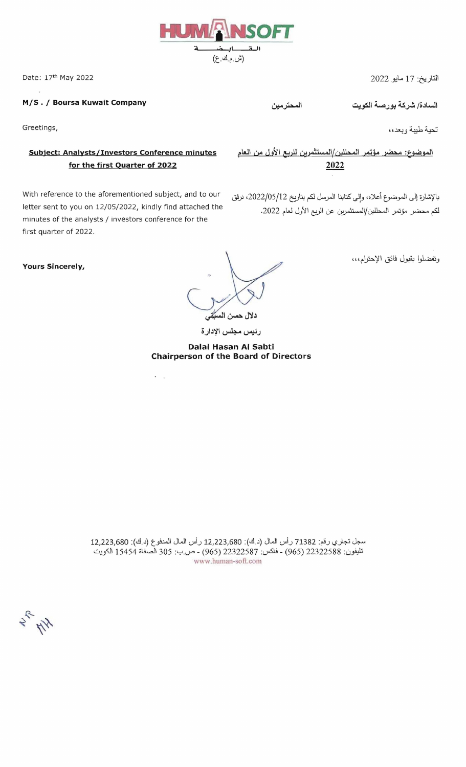HUMANSOFT

القابضة

(ش.م.ك.ع)

Date: 17th May 2022

التاريخ: 17 مايو 2022

**M/S . / Bousra Kuwait Company**

**السادة/ شركة بورصة الكويت** **المحترمين**

Greetings,

تحية طيبة وبعد،،

**Subject: Analysts/Investors Conference minutes for the first Quarter of 2022**

**الموضوع: محضر مؤتمر المحللين/المستثمرين للربع الأول من العام 2022**

With reference to the aforementioned subject, and to our letter sent to you on 12/05/2022, kindly find attached the minutes of the analysts / investors conference for the first quarter of 2022.

بالإشارة إلى الموضوع أعلاه، وإلى كتابنا المرسل لكم بتاريخ 2022/05/12، نرفق لكم محضر مؤتمر المحللين/المستثمرين عن الربع الأول لعام 2022.

**Yours Sincerely,**

وتفضلوا بقبول فائق الإحترام،،،

**دلال حسن السبتي**

**رئيس مجلس الإدارة**

**Dalal Hasan Al Sabti**
**Chairperson of the Board of Directors**

سجل تجاري رقم: 71382 رأس المال (د.ك): 12,223,680 رأس المال المدفوع (د.ك): 12,223,680
تليفون: 22322588 (965) - فاكس: 22322587 (965) - ص.ب: 305 الصفاة 15454 الكويت
www.human-soft.com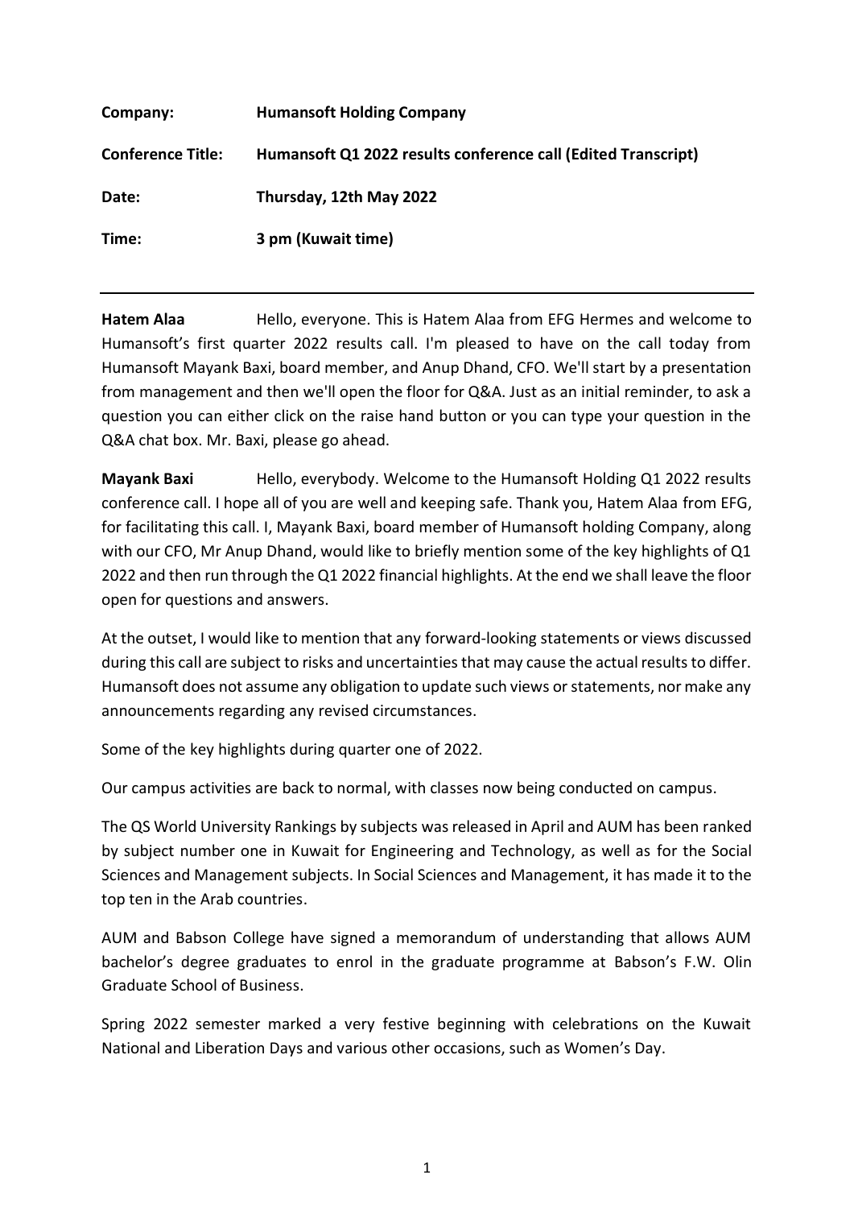| | |
|---|---|
| **Company:** | **Humansoft Holding Company** |
| **Conference Title:** | **Humansoft Q1 2022 results conference call (Edited Transcript)** |
| **Date:** | **Thursday, 12th May 2022** |
| **Time:** | **3 pm (Kuwait time)** |

---

**Hatem Alaa** Hello, everyone. This is Hatem Alaa from EFG Hermes and welcome to Humansoft's first quarter 2022 results call. I'm pleased to have on the call today from Humansoft Mayank Baxi, board member, and Anup Dhand, CFO. We'll start by a presentation from management and then we'll open the floor for Q&A. Just as an initial reminder, to ask a question you can either click on the raise hand button or you can type your question in the Q&A chat box. Mr. Baxi, please go ahead.

**Mayank Baxi** Hello, everybody. Welcome to the Humansoft Holding Q1 2022 results conference call. I hope all of you are well and keeping safe. Thank you, Hatem Alaa from EFG, for facilitating this call. I, Mayank Baxi, board member of Humansoft holding Company, along with our CFO, Mr Anup Dhand, would like to briefly mention some of the key highlights of Q1 2022 and then run through the Q1 2022 financial highlights. At the end we shall leave the floor open for questions and answers.

At the outset, I would like to mention that any forward-looking statements or views discussed during this call are subject to risks and uncertainties that may cause the actual results to differ. Humansoft does not assume any obligation to update such views or statements, nor make any announcements regarding any revised circumstances.

Some of the key highlights during quarter one of 2022.

Our campus activities are back to normal, with classes now being conducted on campus.

The QS World University Rankings by subjects was released in April and AUM has been ranked by subject number one in Kuwait for Engineering and Technology, as well as for the Social Sciences and Management subjects. In Social Sciences and Management, it has made it to the top ten in the Arab countries.

AUM and Babson College have signed a memorandum of understanding that allows AUM bachelor's degree graduates to enrol in the graduate programme at Babson's F.W. Olin Graduate School of Business.

Spring 2022 semester marked a very festive beginning with celebrations on the Kuwait National and Liberation Days and various other occasions, such as Women's Day.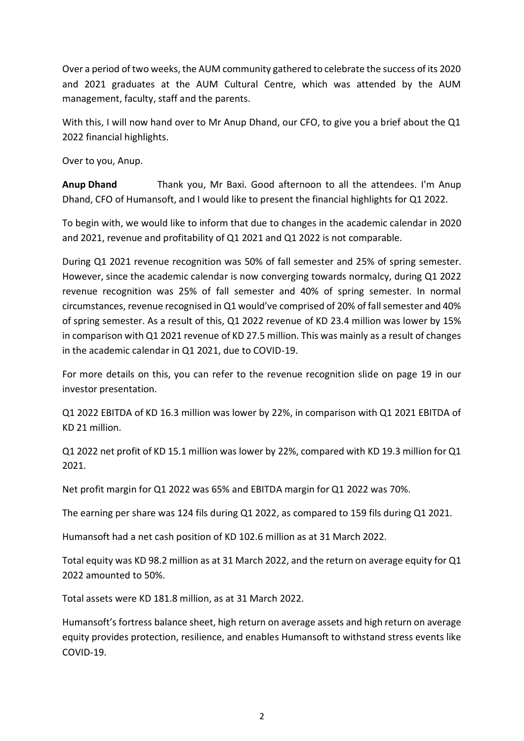Over a period of two weeks, the AUM community gathered to celebrate the success of its 2020 and 2021 graduates at the AUM Cultural Centre, which was attended by the AUM management, faculty, staff and the parents.

With this, I will now hand over to Mr Anup Dhand, our CFO, to give you a brief about the Q1 2022 financial highlights.

Over to you, Anup.

**Anup Dhand** Thank you, Mr Baxi. Good afternoon to all the attendees. I'm Anup Dhand, CFO of Humansoft, and I would like to present the financial highlights for Q1 2022.

To begin with, we would like to inform that due to changes in the academic calendar in 2020 and 2021, revenue and profitability of Q1 2021 and Q1 2022 is not comparable.

During Q1 2021 revenue recognition was 50% of fall semester and 25% of spring semester. However, since the academic calendar is now converging towards normalcy, during Q1 2022 revenue recognition was 25% of fall semester and 40% of spring semester. In normal circumstances, revenue recognised in Q1 would've comprised of 20% of fall semester and 40% of spring semester. As a result of this, Q1 2022 revenue of KD 23.4 million was lower by 15% in comparison with Q1 2021 revenue of KD 27.5 million. This was mainly as a result of changes in the academic calendar in Q1 2021, due to COVID-19.

For more details on this, you can refer to the revenue recognition slide on page 19 in our investor presentation.

Q1 2022 EBITDA of KD 16.3 million was lower by 22%, in comparison with Q1 2021 EBITDA of KD 21 million.

Q1 2022 net profit of KD 15.1 million was lower by 22%, compared with KD 19.3 million for Q1 2021.

Net profit margin for Q1 2022 was 65% and EBITDA margin for Q1 2022 was 70%.

The earning per share was 124 fils during Q1 2022, as compared to 159 fils during Q1 2021.

Humansoft had a net cash position of KD 102.6 million as at 31 March 2022.

Total equity was KD 98.2 million as at 31 March 2022, and the return on average equity for Q1 2022 amounted to 50%.

Total assets were KD 181.8 million, as at 31 March 2022.

Humansoft's fortress balance sheet, high return on average assets and high return on average equity provides protection, resilience, and enables Humansoft to withstand stress events like COVID-19.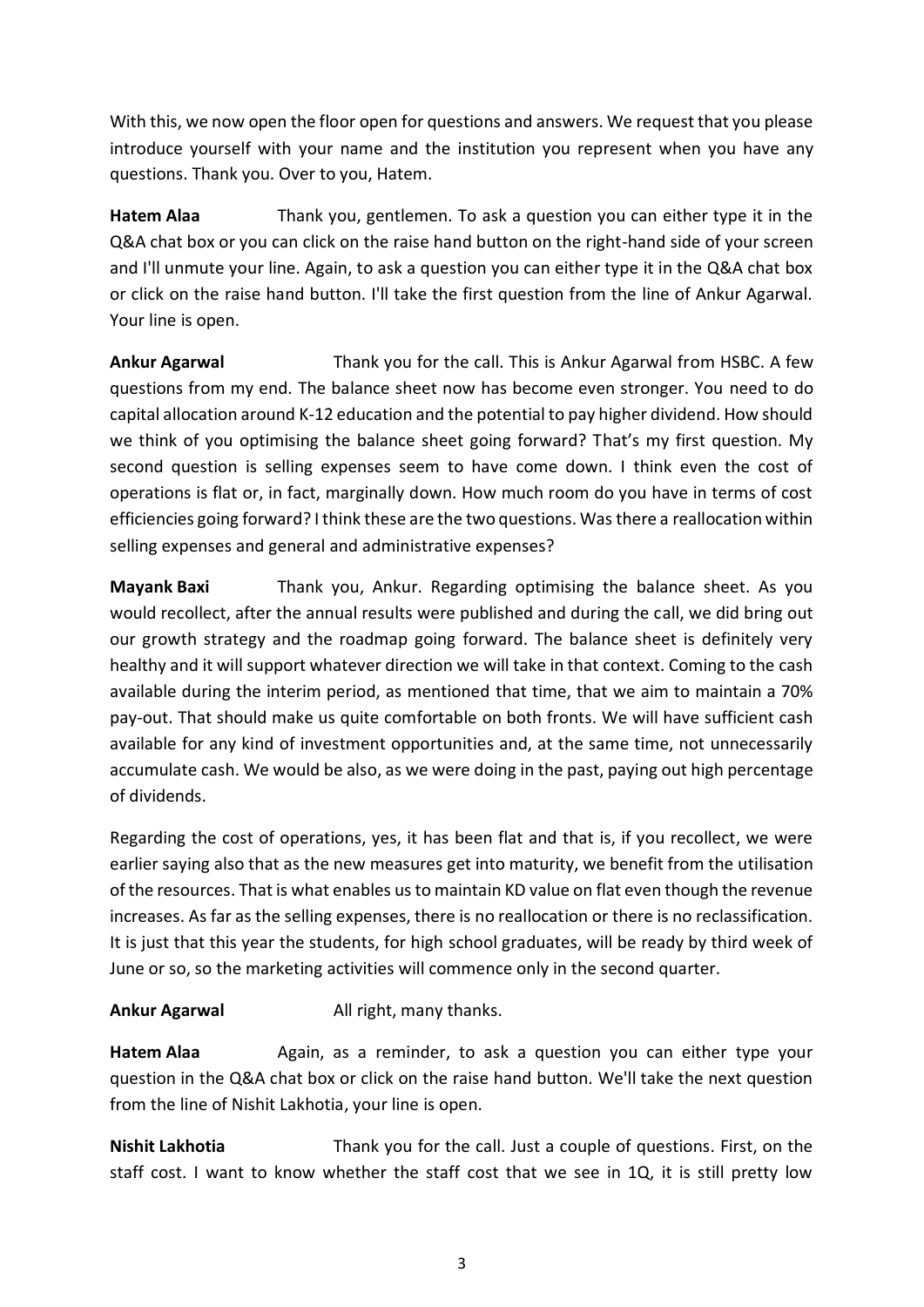With this, we now open the floor open for questions and answers. We request that you please introduce yourself with your name and the institution you represent when you have any questions. Thank you. Over to you, Hatem.

**Hatem Alaa** Thank you, gentlemen. To ask a question you can either type it in the Q&A chat box or you can click on the raise hand button on the right-hand side of your screen and I'll unmute your line. Again, to ask a question you can either type it in the Q&A chat box or click on the raise hand button. I'll take the first question from the line of Ankur Agarwal. Your line is open.

**Ankur Agarwal** Thank you for the call. This is Ankur Agarwal from HSBC. A few questions from my end. The balance sheet now has become even stronger. You need to do capital allocation around K-12 education and the potential to pay higher dividend. How should we think of you optimising the balance sheet going forward? That's my first question. My second question is selling expenses seem to have come down. I think even the cost of operations is flat or, in fact, marginally down. How much room do you have in terms of cost efficiencies going forward? I think these are the two questions. Was there a reallocation within selling expenses and general and administrative expenses?

**Mayank Baxi** Thank you, Ankur. Regarding optimising the balance sheet. As you would recollect, after the annual results were published and during the call, we did bring out our growth strategy and the roadmap going forward. The balance sheet is definitely very healthy and it will support whatever direction we will take in that context. Coming to the cash available during the interim period, as mentioned that time, that we aim to maintain a 70% pay-out. That should make us quite comfortable on both fronts. We will have sufficient cash available for any kind of investment opportunities and, at the same time, not unnecessarily accumulate cash. We would be also, as we were doing in the past, paying out high percentage of dividends.

Regarding the cost of operations, yes, it has been flat and that is, if you recollect, we were earlier saying also that as the new measures get into maturity, we benefit from the utilisation of the resources. That is what enables us to maintain KD value on flat even though the revenue increases. As far as the selling expenses, there is no reallocation or there is no reclassification. It is just that this year the students, for high school graduates, will be ready by third week of June or so, so the marketing activities will commence only in the second quarter.

**Ankur Agarwal** All right, many thanks.

**Hatem Alaa** Again, as a reminder, to ask a question you can either type your question in the Q&A chat box or click on the raise hand button. We'll take the next question from the line of Nishit Lakhotia, your line is open.

**Nishit Lakhotia** Thank you for the call. Just a couple of questions. First, on the staff cost. I want to know whether the staff cost that we see in 1Q, it is still pretty low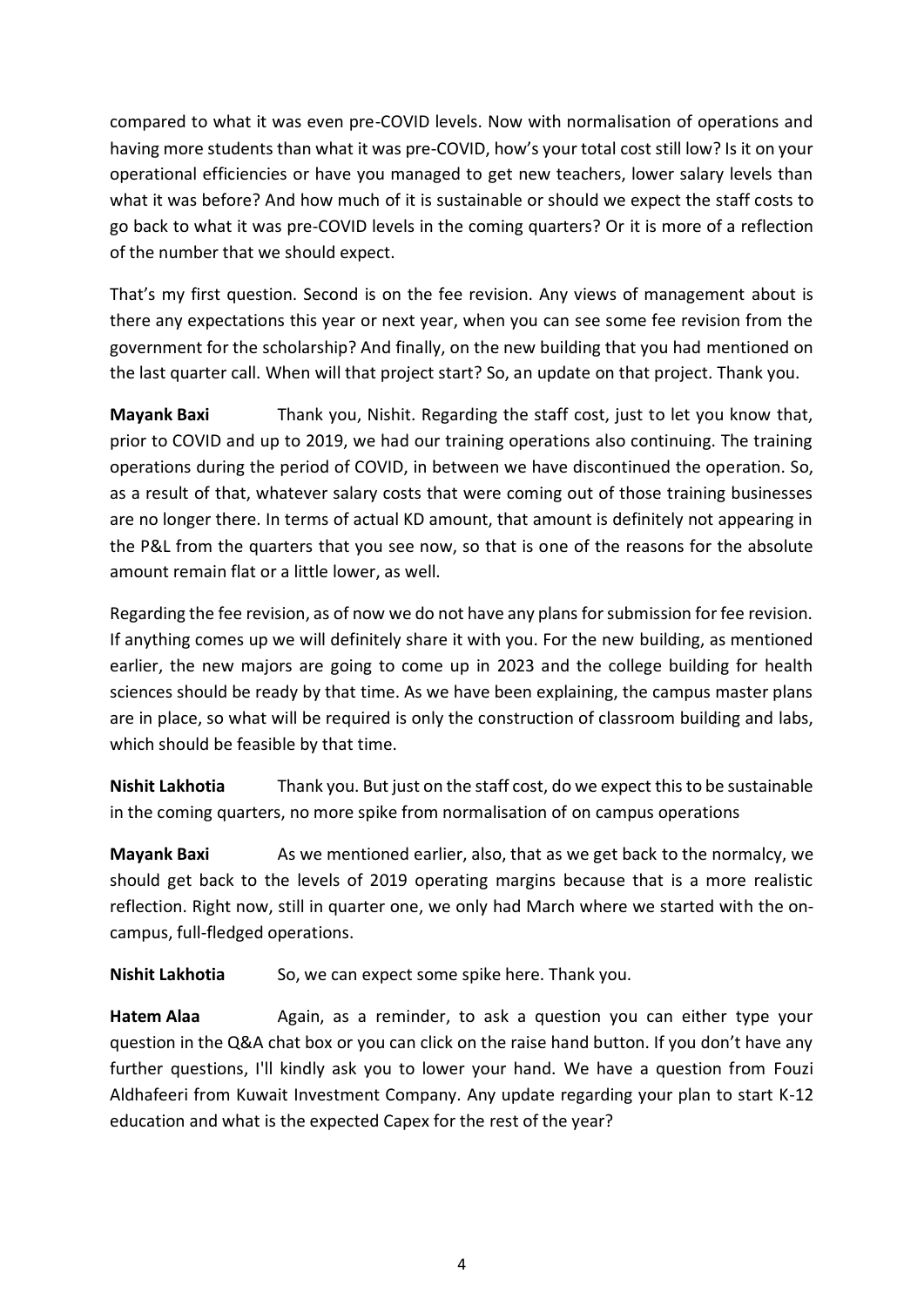compared to what it was even pre-COVID levels. Now with normalisation of operations and having more students than what it was pre-COVID, how's your total cost still low? Is it on your operational efficiencies or have you managed to get new teachers, lower salary levels than what it was before? And how much of it is sustainable or should we expect the staff costs to go back to what it was pre-COVID levels in the coming quarters? Or it is more of a reflection of the number that we should expect.

That's my first question. Second is on the fee revision. Any views of management about is there any expectations this year or next year, when you can see some fee revision from the government for the scholarship? And finally, on the new building that you had mentioned on the last quarter call. When will that project start? So, an update on that project. Thank you.

**Mayank Baxi** Thank you, Nishit. Regarding the staff cost, just to let you know that, prior to COVID and up to 2019, we had our training operations also continuing. The training operations during the period of COVID, in between we have discontinued the operation. So, as a result of that, whatever salary costs that were coming out of those training businesses are no longer there. In terms of actual KD amount, that amount is definitely not appearing in the P&L from the quarters that you see now, so that is one of the reasons for the absolute amount remain flat or a little lower, as well.

Regarding the fee revision, as of now we do not have any plans for submission for fee revision. If anything comes up we will definitely share it with you. For the new building, as mentioned earlier, the new majors are going to come up in 2023 and the college building for health sciences should be ready by that time. As we have been explaining, the campus master plans are in place, so what will be required is only the construction of classroom building and labs, which should be feasible by that time.

**Nishit Lakhotia** Thank you. But just on the staff cost, do we expect this to be sustainable in the coming quarters, no more spike from normalisation of on campus operations

**Mayank Baxi** As we mentioned earlier, also, that as we get back to the normalcy, we should get back to the levels of 2019 operating margins because that is a more realistic reflection. Right now, still in quarter one, we only had March where we started with the on-campus, full-fledged operations.

**Nishit Lakhotia** So, we can expect some spike here. Thank you.

**Hatem Alaa** Again, as a reminder, to ask a question you can either type your question in the Q&A chat box or you can click on the raise hand button. If you don't have any further questions, I'll kindly ask you to lower your hand. We have a question from Fouzi Aldhafeeri from Kuwait Investment Company. Any update regarding your plan to start K-12 education and what is the expected Capex for the rest of the year?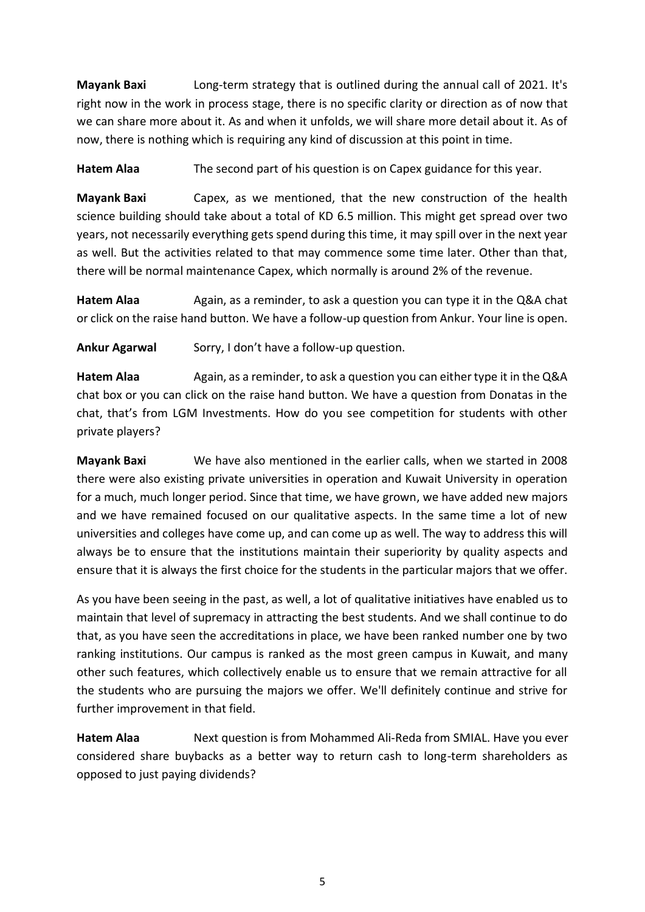**Mayank Baxi** Long-term strategy that is outlined during the annual call of 2021. It's right now in the work in process stage, there is no specific clarity or direction as of now that we can share more about it. As and when it unfolds, we will share more detail about it. As of now, there is nothing which is requiring any kind of discussion at this point in time.

**Hatem Alaa** The second part of his question is on Capex guidance for this year.

**Mayank Baxi** Capex, as we mentioned, that the new construction of the health science building should take about a total of KD 6.5 million. This might get spread over two years, not necessarily everything gets spend during this time, it may spill over in the next year as well. But the activities related to that may commence some time later. Other than that, there will be normal maintenance Capex, which normally is around 2% of the revenue.

**Hatem Alaa** Again, as a reminder, to ask a question you can type it in the Q&A chat or click on the raise hand button. We have a follow-up question from Ankur. Your line is open.

**Ankur Agarwal** Sorry, I don't have a follow-up question.

**Hatem Alaa** Again, as a reminder, to ask a question you can either type it in the Q&A chat box or you can click on the raise hand button. We have a question from Donatas in the chat, that's from LGM Investments. How do you see competition for students with other private players?

**Mayank Baxi** We have also mentioned in the earlier calls, when we started in 2008 there were also existing private universities in operation and Kuwait University in operation for a much, much longer period. Since that time, we have grown, we have added new majors and we have remained focused on our qualitative aspects. In the same time a lot of new universities and colleges have come up, and can come up as well. The way to address this will always be to ensure that the institutions maintain their superiority by quality aspects and ensure that it is always the first choice for the students in the particular majors that we offer.

As you have been seeing in the past, as well, a lot of qualitative initiatives have enabled us to maintain that level of supremacy in attracting the best students. And we shall continue to do that, as you have seen the accreditations in place, we have been ranked number one by two ranking institutions. Our campus is ranked as the most green campus in Kuwait, and many other such features, which collectively enable us to ensure that we remain attractive for all the students who are pursuing the majors we offer. We'll definitely continue and strive for further improvement in that field.

**Hatem Alaa** Next question is from Mohammed Ali-Reda from SMIAL. Have you ever considered share buybacks as a better way to return cash to long-term shareholders as opposed to just paying dividends?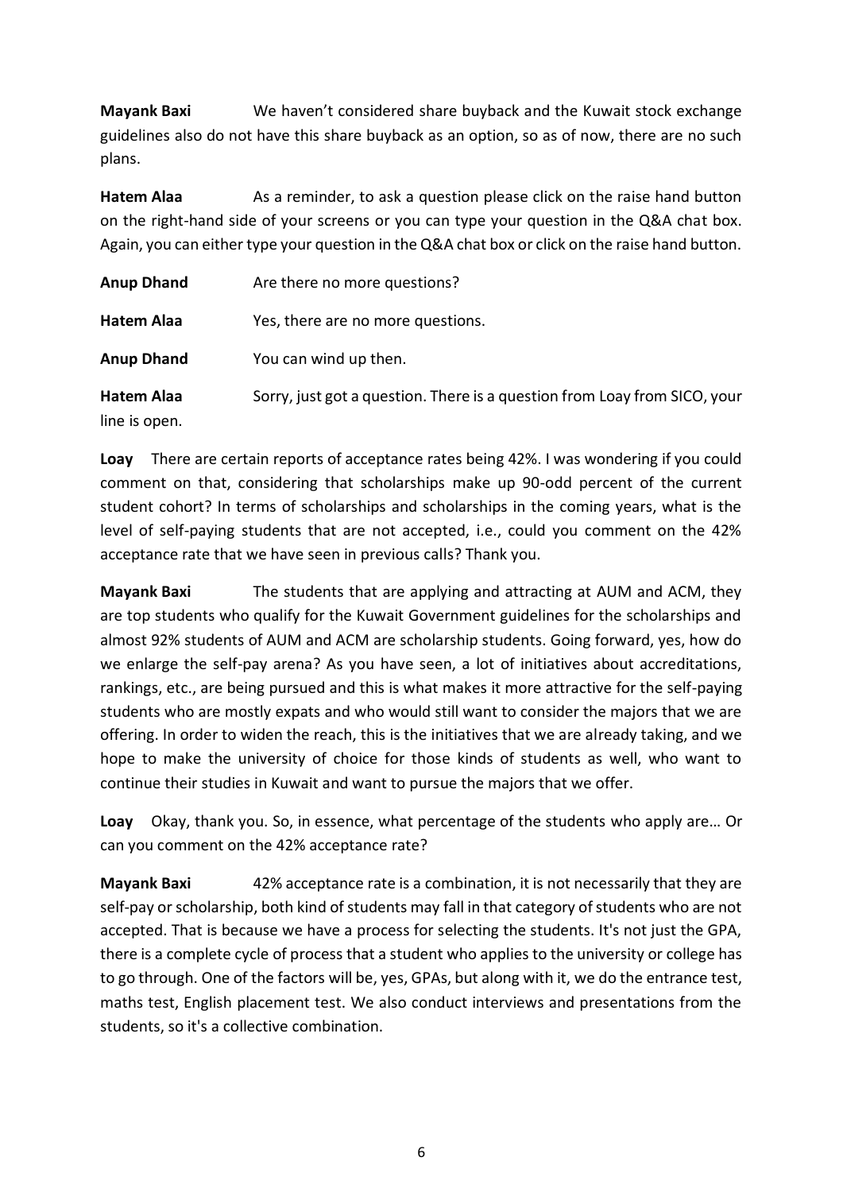**Mayank Baxi** We haven't considered share buyback and the Kuwait stock exchange guidelines also do not have this share buyback as an option, so as of now, there are no such plans.

**Hatem Alaa** As a reminder, to ask a question please click on the raise hand button on the right-hand side of your screens or you can type your question in the Q&A chat box. Again, you can either type your question in the Q&A chat box or click on the raise hand button.

**Anup Dhand** Are there no more questions?

**Hatem Alaa** Yes, there are no more questions.

**Anup Dhand** You can wind up then.

**Hatem Alaa** Sorry, just got a question. There is a question from Loay from SICO, your line is open.

**Loay** There are certain reports of acceptance rates being 42%. I was wondering if you could comment on that, considering that scholarships make up 90-odd percent of the current student cohort? In terms of scholarships and scholarships in the coming years, what is the level of self-paying students that are not accepted, i.e., could you comment on the 42% acceptance rate that we have seen in previous calls? Thank you.

**Mayank Baxi** The students that are applying and attracting at AUM and ACM, they are top students who qualify for the Kuwait Government guidelines for the scholarships and almost 92% students of AUM and ACM are scholarship students. Going forward, yes, how do we enlarge the self-pay arena? As you have seen, a lot of initiatives about accreditations, rankings, etc., are being pursued and this is what makes it more attractive for the self-paying students who are mostly expats and who would still want to consider the majors that we are offering. In order to widen the reach, this is the initiatives that we are already taking, and we hope to make the university of choice for those kinds of students as well, who want to continue their studies in Kuwait and want to pursue the majors that we offer.

**Loay** Okay, thank you. So, in essence, what percentage of the students who apply are… Or can you comment on the 42% acceptance rate?

**Mayank Baxi** 42% acceptance rate is a combination, it is not necessarily that they are self-pay or scholarship, both kind of students may fall in that category of students who are not accepted. That is because we have a process for selecting the students. It's not just the GPA, there is a complete cycle of process that a student who applies to the university or college has to go through. One of the factors will be, yes, GPAs, but along with it, we do the entrance test, maths test, English placement test. We also conduct interviews and presentations from the students, so it's a collective combination.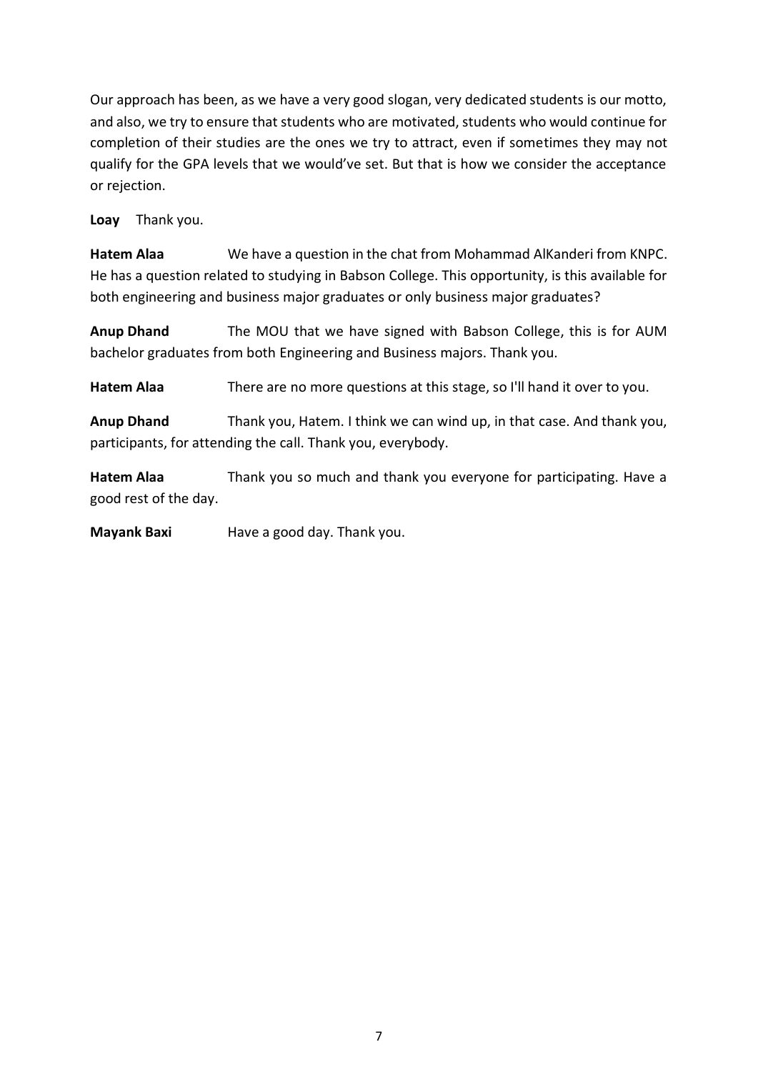Our approach has been, as we have a very good slogan, very dedicated students is our motto, and also, we try to ensure that students who are motivated, students who would continue for completion of their studies are the ones we try to attract, even if sometimes they may not qualify for the GPA levels that we would've set. But that is how we consider the acceptance or rejection.

**Loay** Thank you.

**Hatem Alaa** We have a question in the chat from Mohammad AlKanderi from KNPC. He has a question related to studying in Babson College. This opportunity, is this available for both engineering and business major graduates or only business major graduates?

**Anup Dhand** The MOU that we have signed with Babson College, this is for AUM bachelor graduates from both Engineering and Business majors. Thank you.

**Hatem Alaa** There are no more questions at this stage, so I'll hand it over to you.

**Anup Dhand** Thank you, Hatem. I think we can wind up, in that case. And thank you, participants, for attending the call. Thank you, everybody.

**Hatem Alaa** Thank you so much and thank you everyone for participating. Have a good rest of the day.

**Mayank Baxi** Have a good day. Thank you.